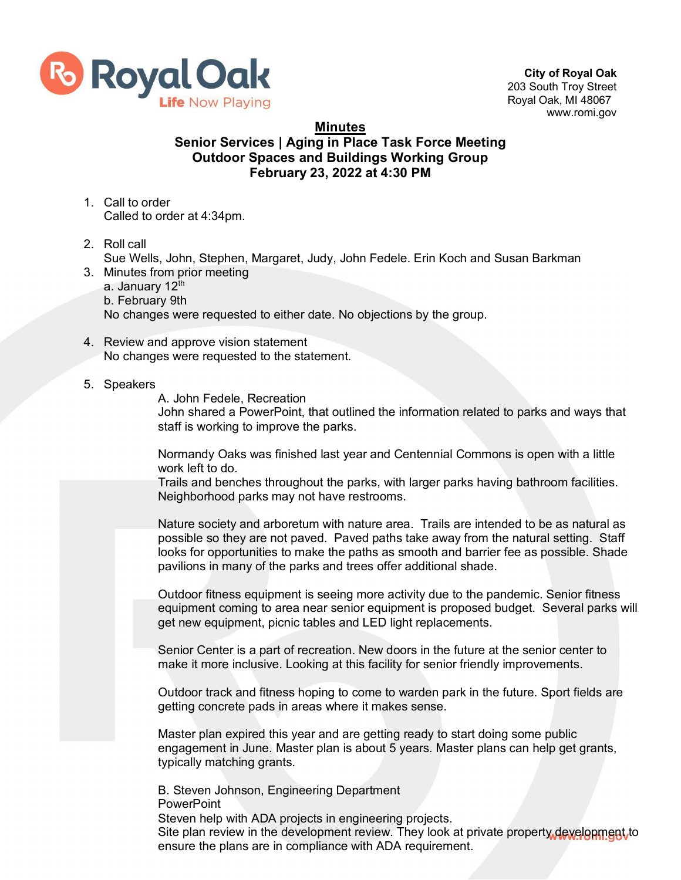Royal Oak
Life Now Playing

**City of Royal Oak**
203 South Troy Street
Royal Oak, MI 48067
www.romi.gov

# Minutes

## Senior Services | Aging in Place Task Force Meeting
## Outdoor Spaces and Buildings Working Group
## February 23, 2022 at 4:30 PM

1. Call to order
   Called to order at 4:34pm.

2. Roll call
   Sue Wells, John, Stephen, Margaret, Judy, John Fedele. Erin Koch and Susan Barkman

3. Minutes from prior meeting
   a. January 12th
   b. February 9th
   No changes were requested to either date. No objections by the group.

4. Review and approve vision statement
   No changes were requested to the statement.

5. Speakers

   A. John Fedele, Recreation
   John shared a PowerPoint, that outlined the information related to parks and ways that staff is working to improve the parks.

   Normandy Oaks was finished last year and Centennial Commons is open with a little work left to do.
   Trails and benches throughout the parks, with larger parks having bathroom facilities. Neighborhood parks may not have restrooms.

   Nature society and arboretum with nature area. Trails are intended to be as natural as possible so they are not paved. Paved paths take away from the natural setting. Staff looks for opportunities to make the paths as smooth and barrier fee as possible. Shade pavilions in many of the parks and trees offer additional shade.

   Outdoor fitness equipment is seeing more activity due to the pandemic. Senior fitness equipment coming to area near senior equipment is proposed budget. Several parks will get new equipment, picnic tables and LED light replacements.

   Senior Center is a part of recreation. New doors in the future at the senior center to make it more inclusive. Looking at this facility for senior friendly improvements.

   Outdoor track and fitness hoping to come to warden park in the future. Sport fields are getting concrete pads in areas where it makes sense.

   Master plan expired this year and are getting ready to start doing some public engagement in June. Master plan is about 5 years. Master plans can help get grants, typically matching grants.

   B. Steven Johnson, Engineering Department
   PowerPoint
   Steven help with ADA projects in engineering projects.
   Site plan review in the development review. They look at private property development to ensure the plans are in compliance with ADA requirement.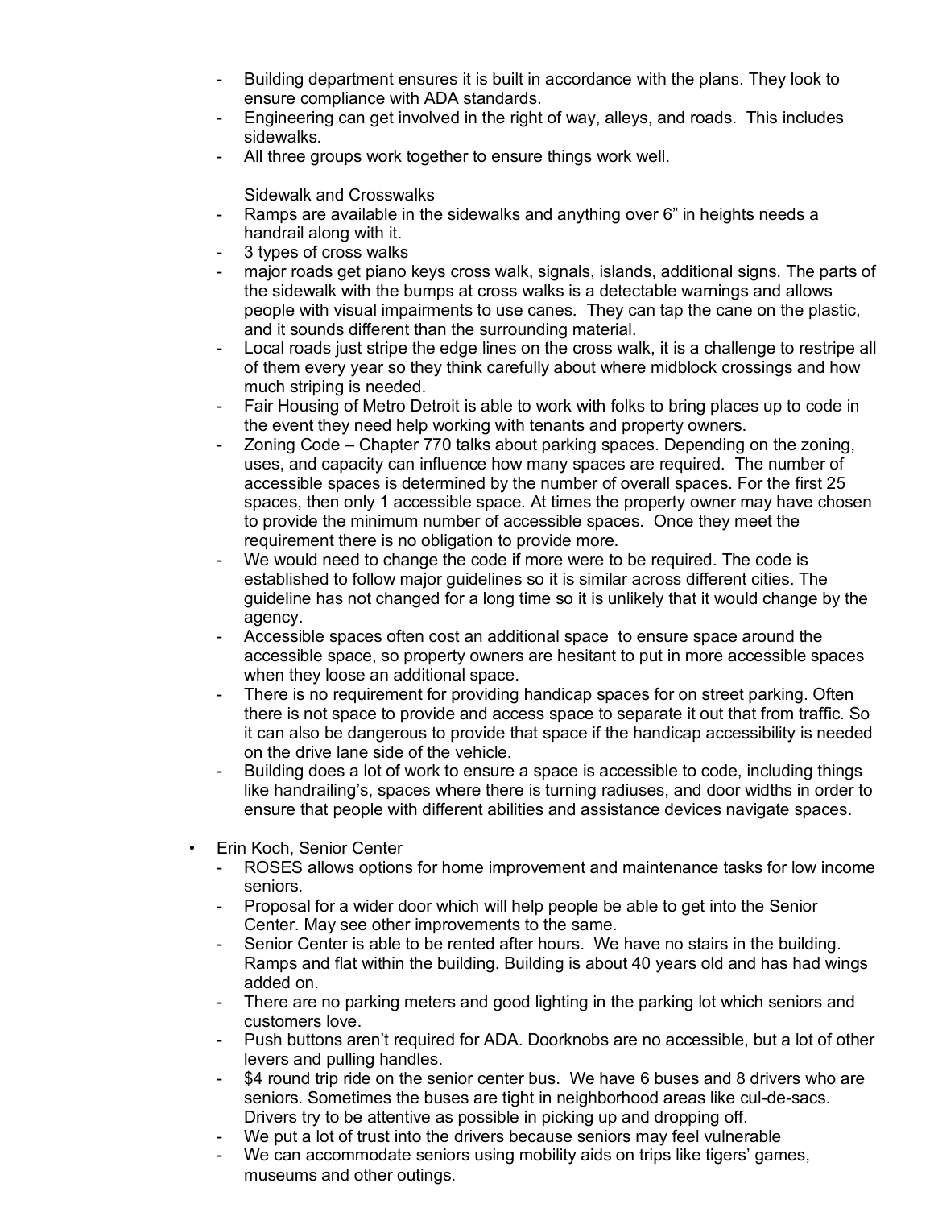- Building department ensures it is built in accordance with the plans. They look to ensure compliance with ADA standards.
- Engineering can get involved in the right of way, alleys, and roads. This includes sidewalks.
- All three groups work together to ensure things work well.

  Sidewalk and Crosswalks
- Ramps are available in the sidewalks and anything over 6" in heights needs a handrail along with it.
- 3 types of cross walks
- major roads get piano keys cross walk, signals, islands, additional signs. The parts of the sidewalk with the bumps at cross walks is a detectable warnings and allows people with visual impairments to use canes. They can tap the cane on the plastic, and it sounds different than the surrounding material.
- Local roads just stripe the edge lines on the cross walk, it is a challenge to restripe all of them every year so they think carefully about where midblock crossings and how much striping is needed.
- Fair Housing of Metro Detroit is able to work with folks to bring places up to code in the event they need help working with tenants and property owners.
- Zoning Code – Chapter 770 talks about parking spaces. Depending on the zoning, uses, and capacity can influence how many spaces are required. The number of accessible spaces is determined by the number of overall spaces. For the first 25 spaces, then only 1 accessible space. At times the property owner may have chosen to provide the minimum number of accessible spaces. Once they meet the requirement there is no obligation to provide more.
- We would need to change the code if more were to be required. The code is established to follow major guidelines so it is similar across different cities. The guideline has not changed for a long time so it is unlikely that it would change by the agency.
- Accessible spaces often cost an additional space to ensure space around the accessible space, so property owners are hesitant to put in more accessible spaces when they loose an additional space.
- There is no requirement for providing handicap spaces for on street parking. Often there is not space to provide and access space to separate it out that from traffic. So it can also be dangerous to provide that space if the handicap accessibility is needed on the drive lane side of the vehicle.
- Building does a lot of work to ensure a space is accessible to code, including things like handrailing's, spaces where there is turning radiuses, and door widths in order to ensure that people with different abilities and assistance devices navigate spaces.

• Erin Koch, Senior Center
  - ROSES allows options for home improvement and maintenance tasks for low income seniors.
  - Proposal for a wider door which will help people be able to get into the Senior Center. May see other improvements to the same.
  - Senior Center is able to be rented after hours. We have no stairs in the building. Ramps and flat within the building. Building is about 40 years old and has had wings added on.
  - There are no parking meters and good lighting in the parking lot which seniors and customers love.
  - Push buttons aren't required for ADA. Doorknobs are no accessible, but a lot of other levers and pulling handles.
  - $4 round trip ride on the senior center bus. We have 6 buses and 8 drivers who are seniors. Sometimes the buses are tight in neighborhood areas like cul-de-sacs. Drivers try to be attentive as possible in picking up and dropping off.
  - We put a lot of trust into the drivers because seniors may feel vulnerable
  - We can accommodate seniors using mobility aids on trips like tigers' games, museums and other outings.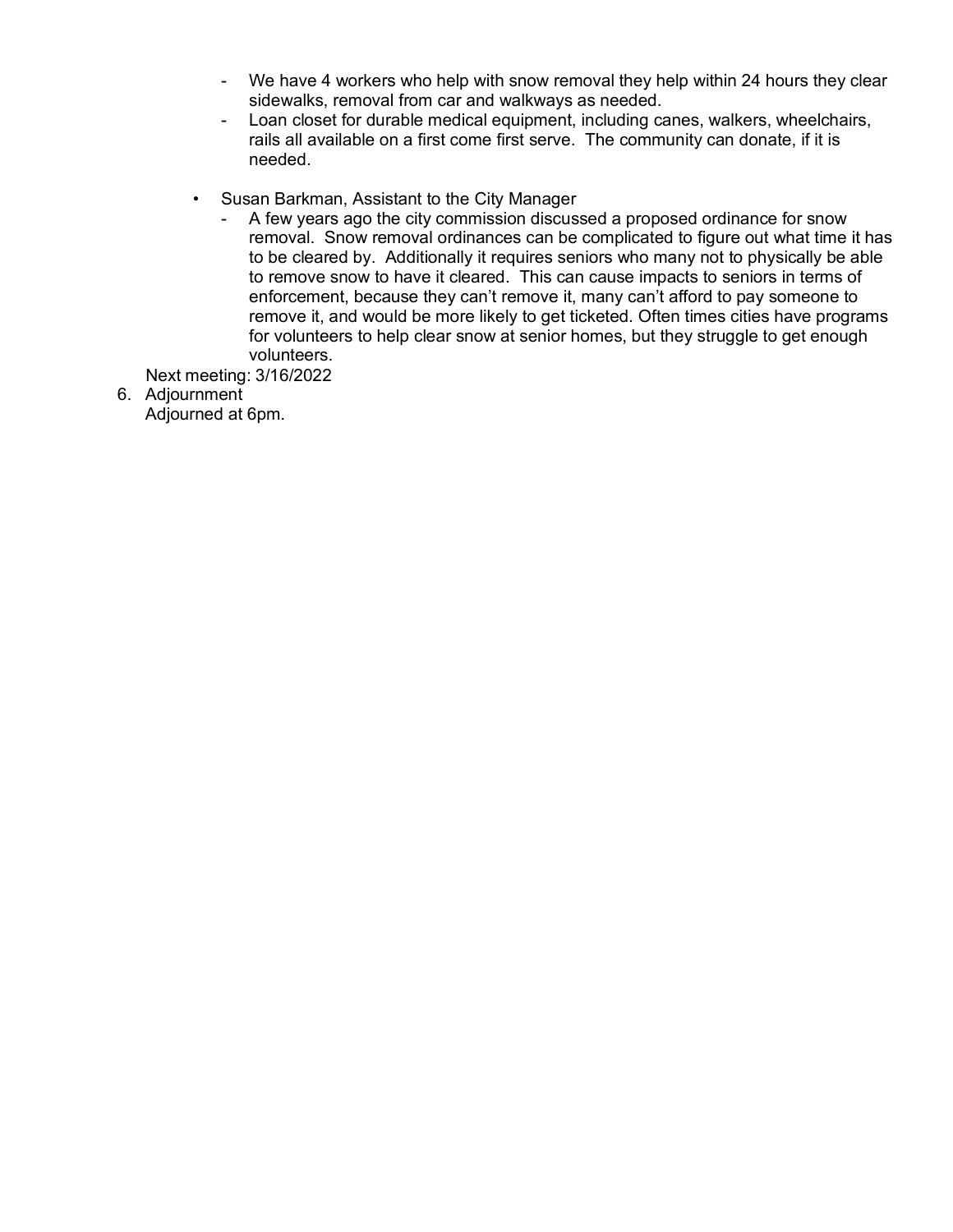- We have 4 workers who help with snow removal they help within 24 hours they clear sidewalks, removal from car and walkways as needed.
  - Loan closet for durable medical equipment, including canes, walkers, wheelchairs, rails all available on a first come first serve. The community can donate, if it is needed.

- Susan Barkman, Assistant to the City Manager
  - A few years ago the city commission discussed a proposed ordinance for snow removal. Snow removal ordinances can be complicated to figure out what time it has to be cleared by. Additionally it requires seniors who many not to physically be able to remove snow to have it cleared. This can cause impacts to seniors in terms of enforcement, because they can't remove it, many can't afford to pay someone to remove it, and would be more likely to get ticketed. Often times cities have programs for volunteers to help clear snow at senior homes, but they struggle to get enough volunteers.

Next meeting: 3/16/2022

6. Adjournment

   Adjourned at 6pm.